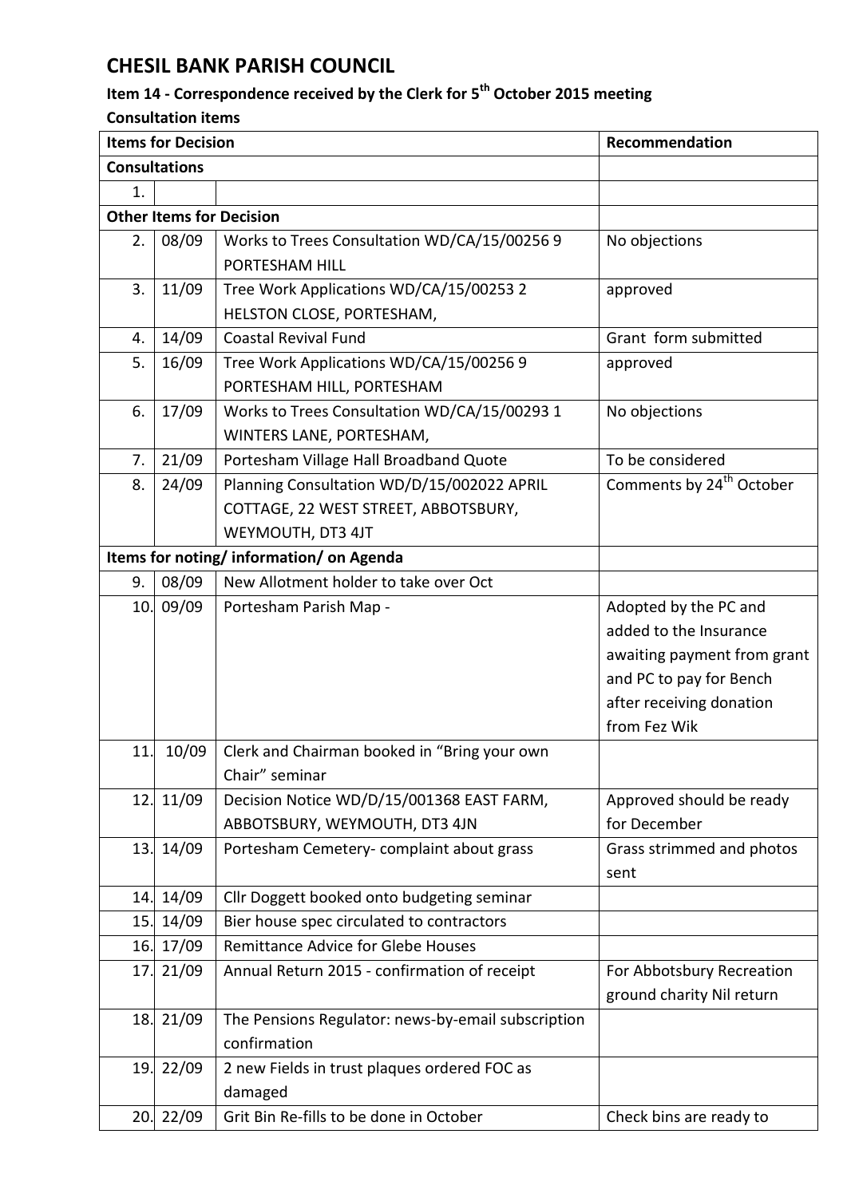# CHESIL BANK PARISH COUNCIL

## Item 14 - Correspondence received by the Clerk for 5th October 2015 meeting

**Consultation items**

| **Items for Decision** | | | **Recommendation** |
|---|---|---|---|
| **Consultations** | | | |
| 1. | | | |
| **Other Items for Decision** | | | |
| 2. | 08/09 | Works to Trees Consultation WD/CA/15/00256 9 PORTESHAM HILL | No objections |
| 3. | 11/09 | Tree Work Applications WD/CA/15/00253 2 HELSTON CLOSE, PORTESHAM, | approved |
| 4. | 14/09 | Coastal Revival Fund | Grant form submitted |
| 5. | 16/09 | Tree Work Applications WD/CA/15/00256 9 PORTESHAM HILL, PORTESHAM | approved |
| 6. | 17/09 | Works to Trees Consultation WD/CA/15/00293 1 WINTERS LANE, PORTESHAM, | No objections |
| 7. | 21/09 | Portesham Village Hall Broadband Quote | To be considered |
| 8. | 24/09 | Planning Consultation WD/D/15/002022 APRIL COTTAGE, 22 WEST STREET, ABBOTSBURY, WEYMOUTH, DT3 4JT | Comments by 24th October |
| **Items for noting/ information/ on Agenda** | | | |
| 9. | 08/09 | New Allotment holder to take over Oct | |
| 10. | 09/09 | Portesham Parish Map - | Adopted by the PC and added to the Insurance awaiting payment from grant and PC to pay for Bench after receiving donation from Fez Wik |
| 11. | 10/09 | Clerk and Chairman booked in "Bring your own Chair" seminar | |
| 12. | 11/09 | Decision Notice WD/D/15/001368 EAST FARM, ABBOTSBURY, WEYMOUTH, DT3 4JN | Approved should be ready for December |
| 13. | 14/09 | Portesham Cemetery- complaint about grass | Grass strimmed and photos sent |
| 14. | 14/09 | Cllr Doggett booked onto budgeting seminar | |
| 15. | 14/09 | Bier house spec circulated to contractors | |
| 16. | 17/09 | Remittance Advice for Glebe Houses | |
| 17. | 21/09 | Annual Return 2015 - confirmation of receipt | For Abbotsbury Recreation ground charity Nil return |
| 18. | 21/09 | The Pensions Regulator: news-by-email subscription confirmation | |
| 19. | 22/09 | 2 new Fields in trust plaques ordered FOC as damaged | |
| 20. | 22/09 | Grit Bin Re-fills to be done in October | Check bins are ready to |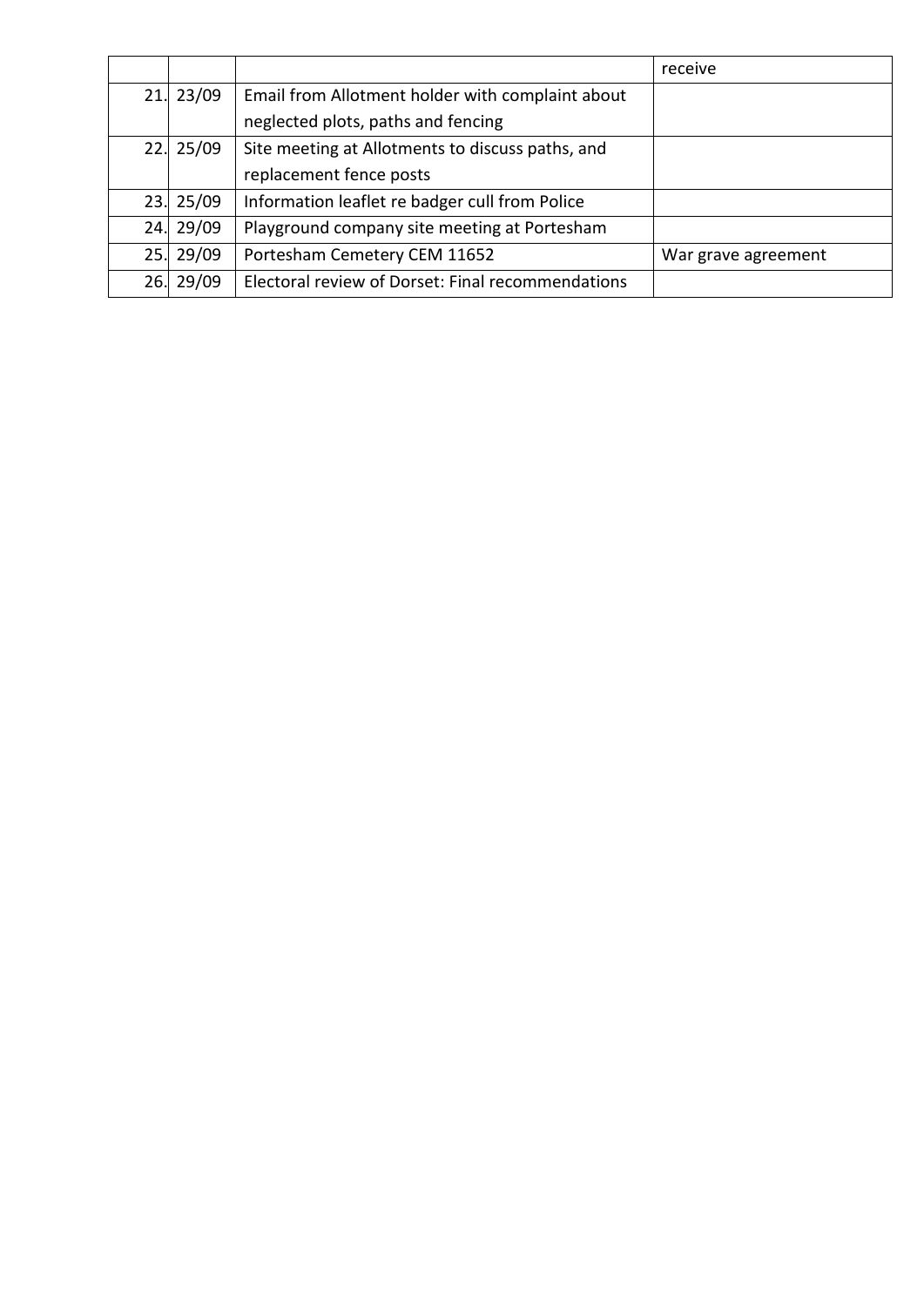| | | | |
|---|---|---|---|
| | | | receive |
| 21. | 23/09 | Email from Allotment holder with complaint about neglected plots, paths and fencing | |
| 22. | 25/09 | Site meeting at Allotments to discuss paths, and replacement fence posts | |
| 23. | 25/09 | Information leaflet re badger cull from Police | |
| 24. | 29/09 | Playground company site meeting at Portesham | |
| 25. | 29/09 | Portesham Cemetery CEM 11652 | War grave agreement |
| 26. | 29/09 | Electoral review of Dorset: Final recommendations | |